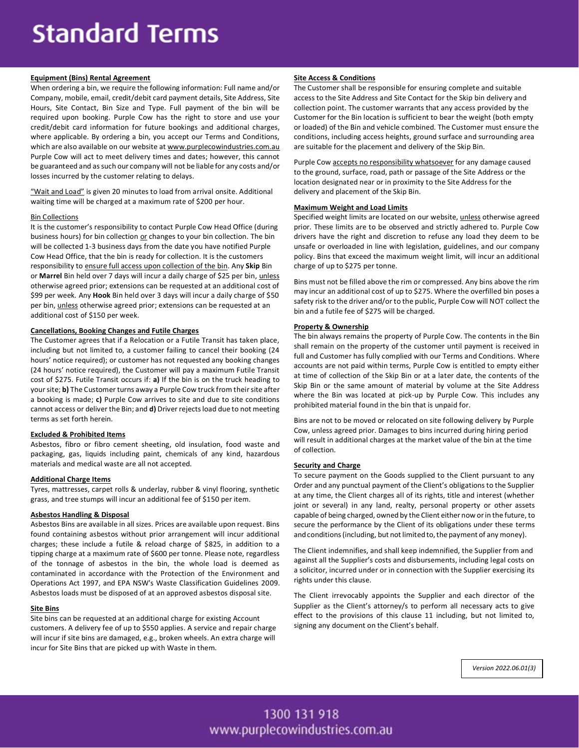# Standard Terms

**Equipment (Bins) Rental Agreement**

When ordering a bin, we require the following information: Full name and/or Company, mobile, email, credit/debit card payment details, Site Address, Site Hours, Site Contact, Bin Size and Type. Full payment of the bin will be required upon booking. Purple Cow has the right to store and use your credit/debit card information for future bookings and additional charges, where applicable. By ordering a bin, you accept our Terms and Conditions, which are also available on our website at www.purplecowindustries.com.au Purple Cow will act to meet delivery times and dates; however, this cannot be guaranteed and as such our company will not be liable for any costs and/or losses incurred by the customer relating to delays.

"Wait and Load" is given 20 minutes to load from arrival onsite. Additional waiting time will be charged at a maximum rate of $200 per hour.

Bin Collections

It is the customer's responsibility to contact Purple Cow Head Office (during business hours) for bin collection or changes to your bin collection. The bin will be collected 1-3 business days from the date you have notified Purple Cow Head Office, that the bin is ready for collection. It is the customers responsibility to ensure full access upon collection of the bin. Any **Skip** Bin or **Marrel** Bin held over 7 days will incur a daily charge of $25 per bin, unless otherwise agreed prior; extensions can be requested at an additional cost of $99 per week. Any **Hook** Bin held over 3 days will incur a daily charge of $50 per bin, unless otherwise agreed prior; extensions can be requested at an additional cost of $150 per week.

**Cancellations, Booking Changes and Futile Charges**

The Customer agrees that if a Relocation or a Futile Transit has taken place, including but not limited to, a customer failing to cancel their booking (24 hours' notice required); or customer has not requested any booking changes (24 hours' notice required), the Customer will pay a maximum Futile Transit cost of $275. Futile Transit occurs if: **a)** If the bin is on the truck heading to your site; **b)** The Customer turns away a Purple Cow truck from their site after a booking is made; **c)** Purple Cow arrives to site and due to site conditions cannot access or deliver the Bin; and **d)** Driver rejects load due to not meeting terms as set forth herein.

**Excluded & Prohibited Items**

Asbestos, fibro or fibro cement sheeting, old insulation, food waste and packaging, gas, liquids including paint, chemicals of any kind, hazardous materials and medical waste are all not accepted.

**Additional Charge Items**

Tyres, mattresses, carpet rolls & underlay, rubber & vinyl flooring, synthetic grass, and tree stumps will incur an additional fee of $150 per item.

**Asbestos Handling & Disposal**

Asbestos Bins are available in all sizes. Prices are available upon request. Bins found containing asbestos without prior arrangement will incur additional charges; these include a futile & reload charge of $825, in addition to a tipping charge at a maximum rate of $600 per tonne. Please note, regardless of the tonnage of asbestos in the bin, the whole load is deemed as contaminated in accordance with the Protection of the Environment and Operations Act 1997, and EPA NSW's Waste Classification Guidelines 2009. Asbestos loads must be disposed of at an approved asbestos disposal site.

**Site Bins**

Site bins can be requested at an additional charge for existing Account customers. A delivery fee of up to $550 applies. A service and repair charge will incur if site bins are damaged, e.g., broken wheels. An extra charge will incur for Site Bins that are picked up with Waste in them.

**Site Access & Conditions**

The Customer shall be responsible for ensuring complete and suitable access to the Site Address and Site Contact for the Skip bin delivery and collection point. The customer warrants that any access provided by the Customer for the Bin location is sufficient to bear the weight (both empty or loaded) of the Bin and vehicle combined. The Customer must ensure the conditions, including access heights, ground surface and surrounding area are suitable for the placement and delivery of the Skip Bin.

Purple Cow accepts no responsibility whatsoever for any damage caused to the ground, surface, road, path or passage of the Site Address or the location designated near or in proximity to the Site Address for the delivery and placement of the Skip Bin.

**Maximum Weight and Load Limits**

Specified weight limits are located on our website, unless otherwise agreed prior. These limits are to be observed and strictly adhered to. Purple Cow drivers have the right and discretion to refuse any load they deem to be unsafe or overloaded in line with legislation, guidelines, and our company policy. Bins that exceed the maximum weight limit, will incur an additional charge of up to $275 per tonne.

Bins must not be filled above the rim or compressed. Any bins above the rim may incur an additional cost of up to $275. Where the overfilled bin poses a safety risk to the driver and/or to the public, Purple Cow will NOT collect the bin and a futile fee of $275 will be charged.

**Property & Ownership**

The bin always remains the property of Purple Cow. The contents in the Bin shall remain on the property of the customer until payment is received in full and Customer has fully complied with our Terms and Conditions. Where accounts are not paid within terms, Purple Cow is entitled to empty either at time of collection of the Skip Bin or at a later date, the contents of the Skip Bin or the same amount of material by volume at the Site Address where the Bin was located at pick-up by Purple Cow. This includes any prohibited material found in the bin that is unpaid for.

Bins are not to be moved or relocated on site following delivery by Purple Cow, unless agreed prior. Damages to bins incurred during hiring period will result in additional charges at the market value of the bin at the time of collection.

**Security and Charge**

To secure payment on the Goods supplied to the Client pursuant to any Order and any punctual payment of the Client's obligations to the Supplier at any time, the Client charges all of its rights, title and interest (whether joint or several) in any land, realty, personal property or other assets capable of being charged, owned by the Client either now or in the future, to secure the performance by the Client of its obligations under these terms and conditions (including, but not limited to, the payment of any money).

The Client indemnifies, and shall keep indemnified, the Supplier from and against all the Supplier's costs and disbursements, including legal costs on a solicitor, incurred under or in connection with the Supplier exercising its rights under this clause.

The Client irrevocably appoints the Supplier and each director of the Supplier as the Client's attorney/s to perform all necessary acts to give effect to the provisions of this clause 11 including, but not limited to, signing any document on the Client's behalf.

*Version 2022.06.01(3)*

1300 131 918
www.purplecowindustries.com.au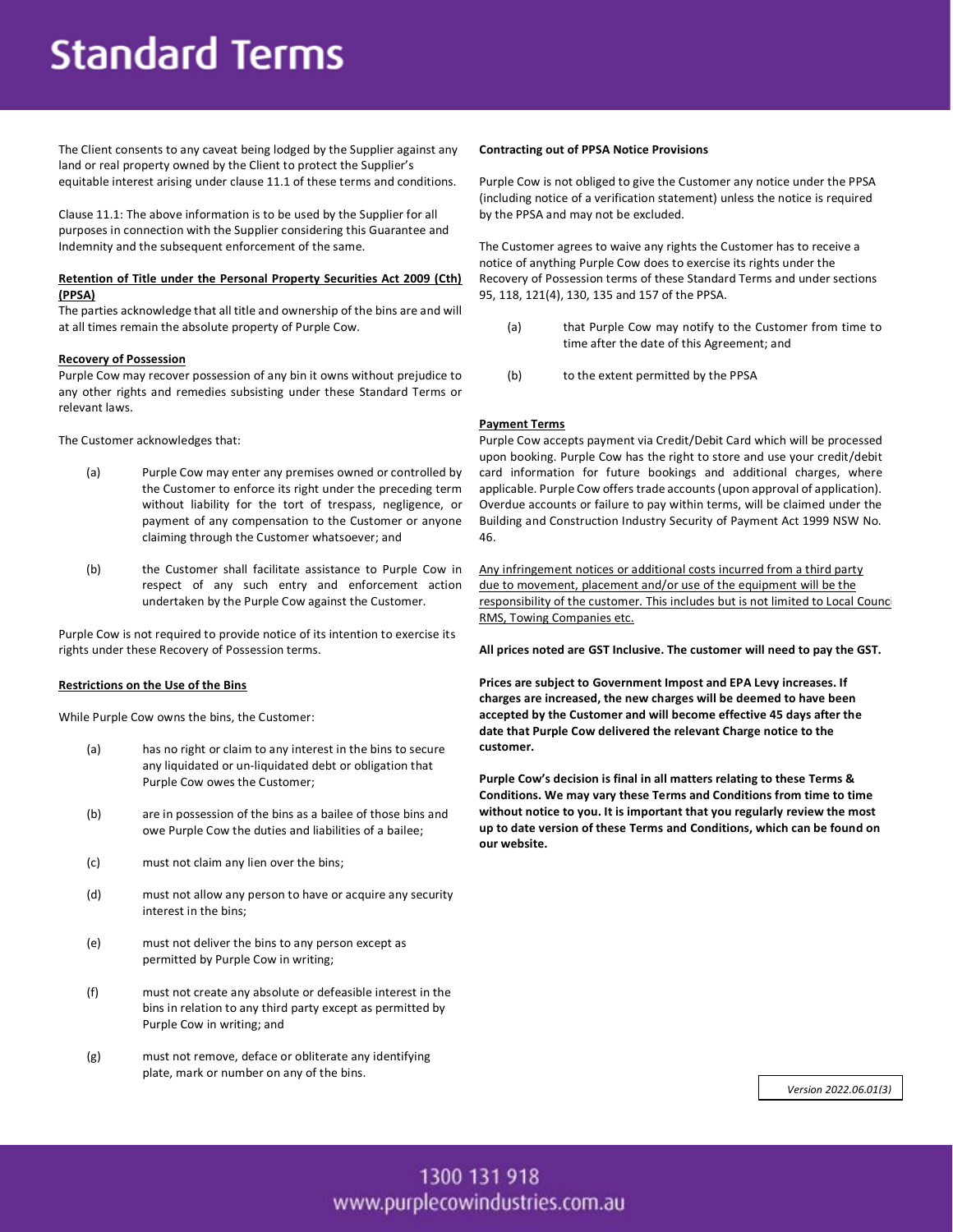The Client consents to any caveat being lodged by the Supplier against any land or real property owned by the Client to protect the Supplier's equitable interest arising under clause 11.1 of these terms and conditions.

Clause 11.1: The above information is to be used by the Supplier for all purposes in connection with the Supplier considering this Guarantee and Indemnity and the subsequent enforcement of the same.

**Retention of Title under the Personal Property Securities Act 2009 (Cth) (PPSA)**

The parties acknowledge that all title and ownership of the bins are and will at all times remain the absolute property of Purple Cow.

**Recovery of Possession**

Purple Cow may recover possession of any bin it owns without prejudice to any other rights and remedies subsisting under these Standard Terms or relevant laws.

The Customer acknowledges that:

(a) Purple Cow may enter any premises owned or controlled by the Customer to enforce its right under the preceding term without liability for the tort of trespass, negligence, or payment of any compensation to the Customer or anyone claiming through the Customer whatsoever; and

(b) the Customer shall facilitate assistance to Purple Cow in respect of any such entry and enforcement action undertaken by the Purple Cow against the Customer.

Purple Cow is not required to provide notice of its intention to exercise its rights under these Recovery of Possession terms.

**Restrictions on the Use of the Bins**

While Purple Cow owns the bins, the Customer:

(a) has no right or claim to any interest in the bins to secure any liquidated or un-liquidated debt or obligation that Purple Cow owes the Customer;

(b) are in possession of the bins as a bailee of those bins and owe Purple Cow the duties and liabilities of a bailee;

(c) must not claim any lien over the bins;

(d) must not allow any person to have or acquire any security interest in the bins;

(e) must not deliver the bins to any person except as permitted by Purple Cow in writing;

(f) must not create any absolute or defeasible interest in the bins in relation to any third party except as permitted by Purple Cow in writing; and

(g) must not remove, deface or obliterate any identifying plate, mark or number on any of the bins.

**Contracting out of PPSA Notice Provisions**

Purple Cow is not obliged to give the Customer any notice under the PPSA (including notice of a verification statement) unless the notice is required by the PPSA and may not be excluded.

The Customer agrees to waive any rights the Customer has to receive a notice of anything Purple Cow does to exercise its rights under the Recovery of Possession terms of these Standard Terms and under sections 95, 118, 121(4), 130, 135 and 157 of the PPSA.

(a) that Purple Cow may notify to the Customer from time to time after the date of this Agreement; and

(b) to the extent permitted by the PPSA

**Payment Terms**

Purple Cow accepts payment via Credit/Debit Card which will be processed upon booking. Purple Cow has the right to store and use your credit/debit card information for future bookings and additional charges, where applicable. Purple Cow offers trade accounts (upon approval of application). Overdue accounts or failure to pay within terms, will be claimed under the Building and Construction Industry Security of Payment Act 1999 NSW No. 46.

Any infringement notices or additional costs incurred from a third party due to movement, placement and/or use of the equipment will be the responsibility of the customer. This includes but is not limited to Local Counci RMS, Towing Companies etc.

**All prices noted are GST Inclusive. The customer will need to pay the GST.**

**Prices are subject to Government Impost and EPA Levy increases. If charges are increased, the new charges will be deemed to have been accepted by the Customer and will become effective 45 days after the date that Purple Cow delivered the relevant Charge notice to the customer.**

**Purple Cow's decision is final in all matters relating to these Terms & Conditions. We may vary these Terms and Conditions from time to time without notice to you. It is important that you regularly review the most up to date version of these Terms and Conditions, which can be found on our website.**

*Version 2022.06.01(3)*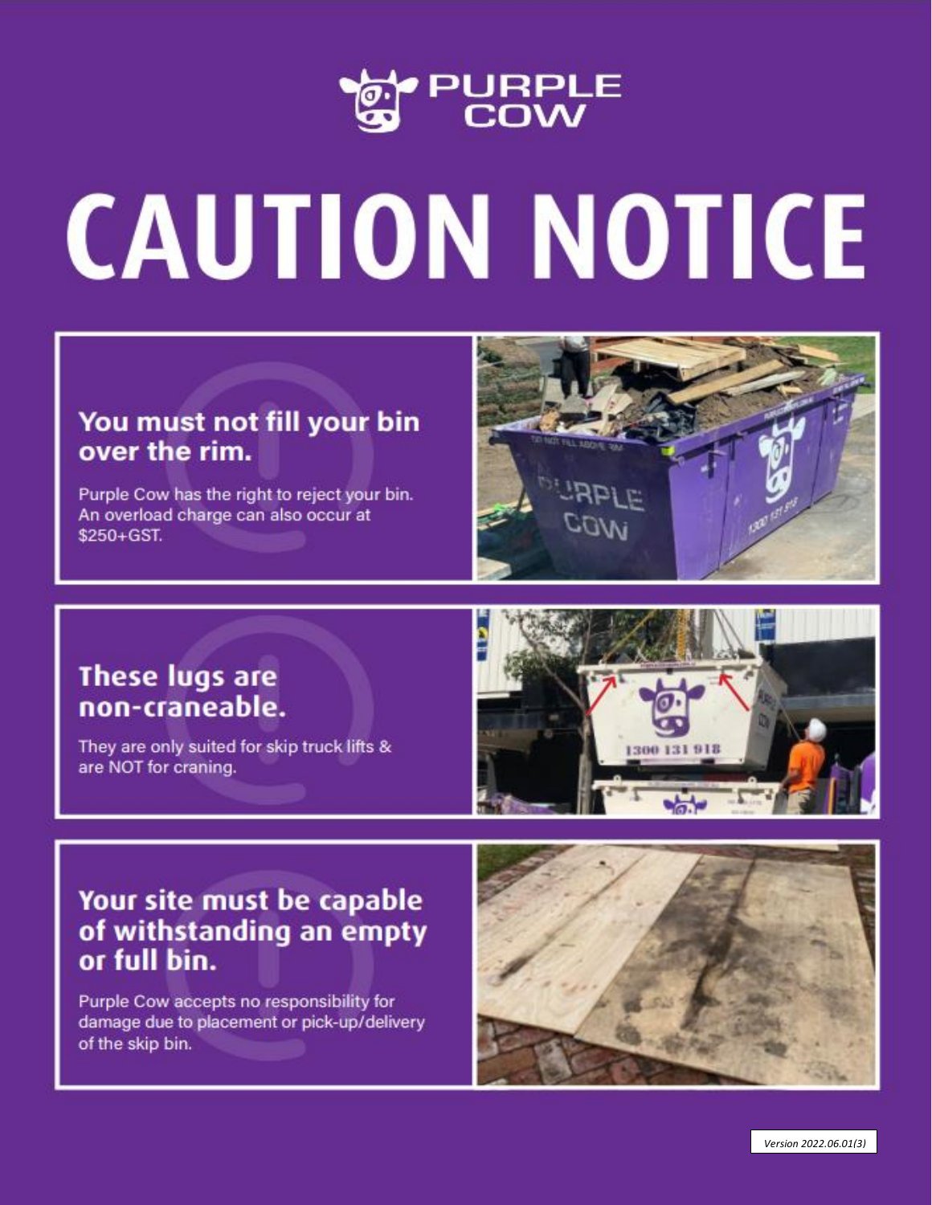PURPLE COW

# CAUTION NOTICE

## You must not fill your bin over the rim.

Purple Cow has the right to reject your bin. An overload charge can also occur at $250+GST.

## These lugs are non-craneable.

They are only suited for skip truck lifts & are NOT for craning.

## Your site must be capable of withstanding an empty or full bin.

Purple Cow accepts no responsibility for damage due to placement or pick-up/delivery of the skip bin.

*Version 2022.06.01(3)*